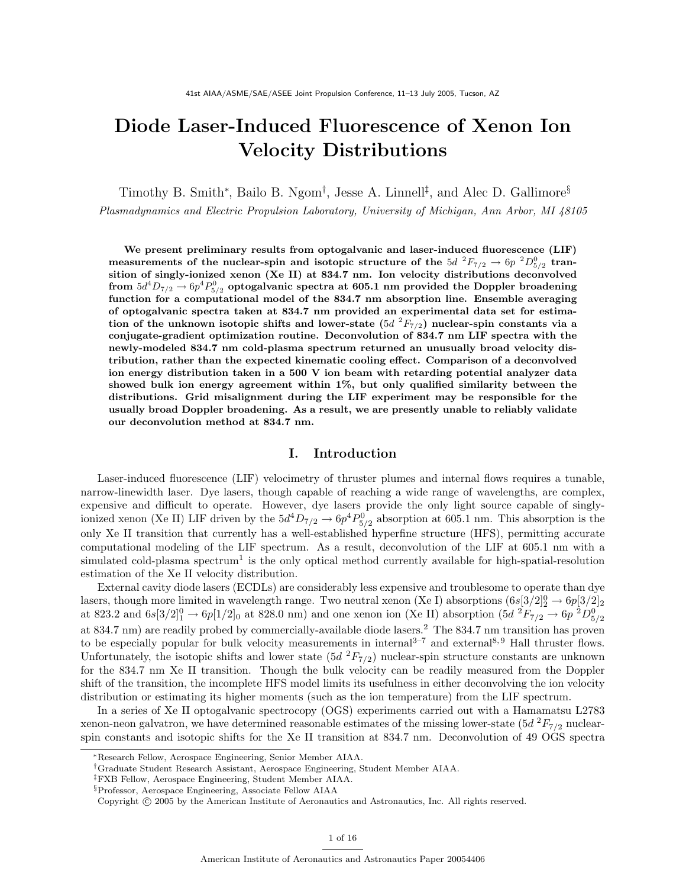# Diode Laser-Induced Fluorescence of Xenon Ion Velocity Distributions

Timothy B. Smith[*], Bailo B. Ngom[†], Jesse A. Linnell[‡], and Alec D. Gallimore[§]

*Plasmadynamics and Electric Propulsion Laboratory, University of Michigan, Ann Arbor, MI 48105*

**We present preliminary results from optogalvanic and laser-induced fluorescence (LIF) measurements of the nuclear-spin and isotopic structure of the $5d\ ^2F_{7/2} \rightarrow 6p\ ^2D^0_{5/2}$ transition of singly-ionized xenon (Xe II) at 834.7 nm. Ion velocity distributions deconvolved from $5d^4D_{7/2} \rightarrow 6p^4P^0_{5/2}$ optogalvanic spectra at 605.1 nm provided the Doppler broadening function for a computational model of the 834.7 nm absorption line. Ensemble averaging of optogalvanic spectra taken at 834.7 nm provided an experimental data set for estimation of the unknown isotopic shifts and lower-state ($5d\ ^2F_{7/2}$) nuclear-spin constants via a conjugate-gradient optimization routine. Deconvolution of 834.7 nm LIF spectra with the newly-modeled 834.7 nm cold-plasma spectrum returned an unusually broad velocity distribution, rather than the expected kinematic cooling effect. Comparison of a deconvolved ion energy distribution taken in a 500 V ion beam with retarding potential analyzer data showed bulk ion energy agreement within 1%, but only qualified similarity between the distributions. Grid misalignment during the LIF experiment may be responsible for the usually broad Doppler broadening. As a result, we are presently unable to reliably validate our deconvolution method at 834.7 nm.**

## I. Introduction

Laser-induced fluorescence (LIF) velocimetry of thruster plumes and internal flows requires a tunable, narrow-linewidth laser. Dye lasers, though capable of reaching a wide range of wavelengths, are complex, expensive and difficult to operate. However, dye lasers provide the only light source capable of singly-ionized xenon (Xe II) LIF driven by the $5d^4D_{7/2} \rightarrow 6p^4P^0_{5/2}$ absorption at 605.1 nm. This absorption is the only Xe II transition that currently has a well-established hyperfine structure (HFS), permitting accurate computational modeling of the LIF spectrum. As a result, deconvolution of the LIF at 605.1 nm with a simulated cold-plasma spectrum[1] is the only optical method currently available for high-spatial-resolution estimation of the Xe II velocity distribution.

External cavity diode lasers (ECDLs) are considerably less expensive and troublesome to operate than dye lasers, though more limited in wavelength range. Two neutral xenon (Xe I) absorptions ($6s[3/2]^0_2 \rightarrow 6p[3/2]_2$ at 823.2 and $6s[3/2]^0_1 \rightarrow 6p[1/2]_0$ at 828.0 nm) and one xenon ion (Xe II) absorption ($5d\ ^2F_{7/2} \rightarrow 6p\ ^2D^0_{5/2}$ at 834.7 nm) are readily probed by commercially-available diode lasers.[2] The 834.7 nm transition has proven to be especially popular for bulk velocity measurements in internal[3–7] and external[8,9] Hall thruster flows. Unfortunately, the isotopic shifts and lower state ($5d\ ^2F_{7/2}$) nuclear-spin structure constants are unknown for the 834.7 nm Xe II transition. Though the bulk velocity can be readily measured from the Doppler shift of the transition, the incomplete HFS model limits its usefulness in either deconvolving the ion velocity distribution or estimating its higher moments (such as the ion temperature) from the LIF spectrum.

In a series of Xe II optogalvanic spectrocopy (OGS) experiments carried out with a Hamamatsu L2783 xenon-neon galvatron, we have determined reasonable estimates of the missing lower-state ($5d\ ^2F_{7/2}$ nuclear-spin constants and isotopic shifts for the Xe II transition at 834.7 nm. Deconvolution of 49 OGS spectra

---

[*] Research Fellow, Aerospace Engineering, Senior Member AIAA.

[†] Graduate Student Research Assistant, Aerospace Engineering, Student Member AIAA.

[‡] FXB Fellow, Aerospace Engineering, Student Member AIAA.

[§] Professor, Aerospace Engineering, Associate Fellow AIAA

Copyright © 2005 by the American Institute of Aeronautics and Astronautics, Inc. All rights reserved.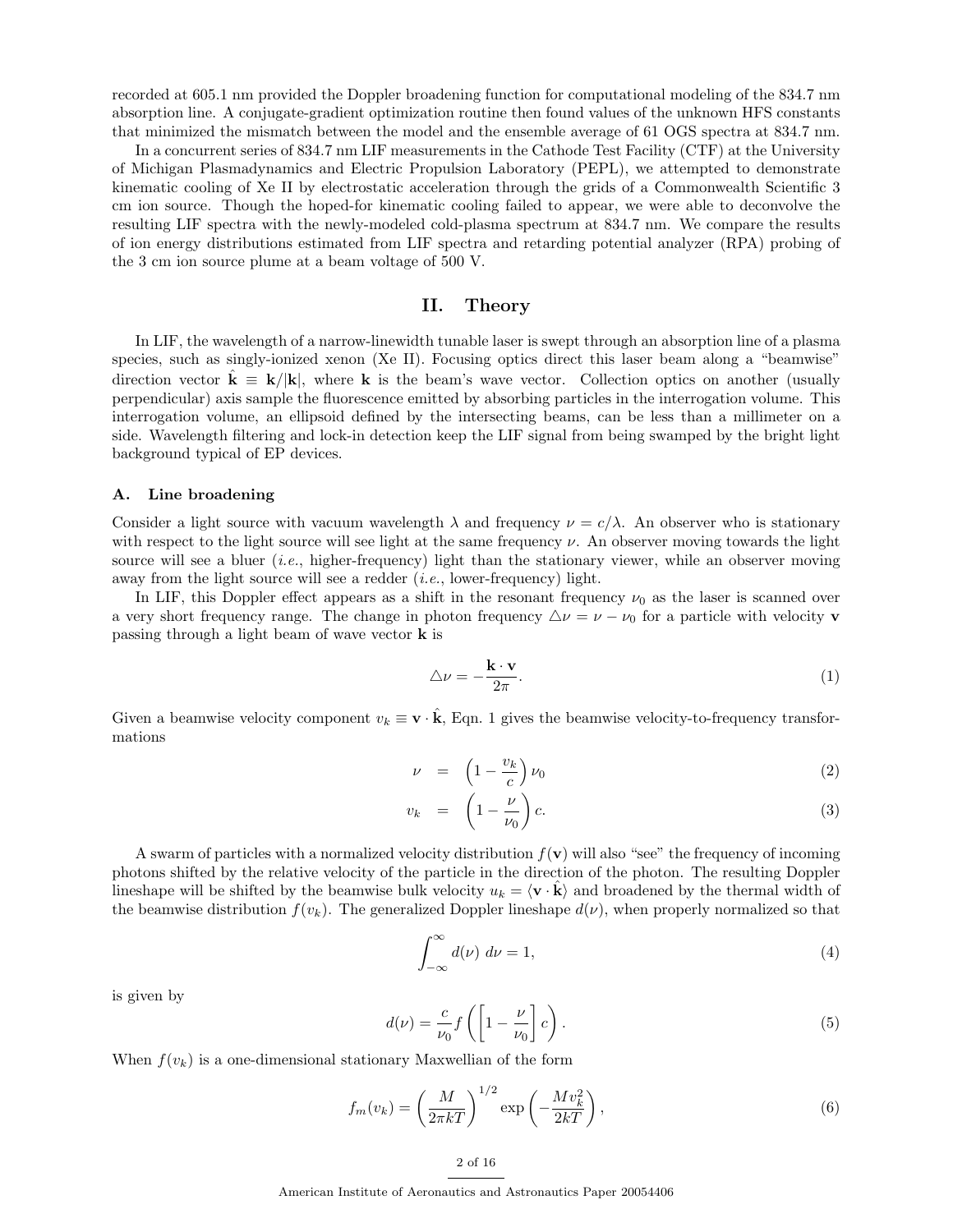recorded at 605.1 nm provided the Doppler broadening function for computational modeling of the 834.7 nm absorption line. A conjugate-gradient optimization routine then found values of the unknown HFS constants that minimized the mismatch between the model and the ensemble average of 61 OGS spectra at 834.7 nm.

In a concurrent series of 834.7 nm LIF measurements in the Cathode Test Facility (CTF) at the University of Michigan Plasmadynamics and Electric Propulsion Laboratory (PEPL), we attempted to demonstrate kinematic cooling of Xe II by electrostatic acceleration through the grids of a Commonwealth Scientific 3 cm ion source. Though the hoped-for kinematic cooling failed to appear, we were able to deconvolve the resulting LIF spectra with the newly-modeled cold-plasma spectrum at 834.7 nm. We compare the results of ion energy distributions estimated from LIF spectra and retarding potential analyzer (RPA) probing of the 3 cm ion source plume at a beam voltage of 500 V.

## II. Theory

In LIF, the wavelength of a narrow-linewidth tunable laser is swept through an absorption line of a plasma species, such as singly-ionized xenon (Xe II). Focusing optics direct this laser beam along a "beamwise" direction vector $\hat{\mathbf{k}} \equiv \mathbf{k}/|\mathbf{k}|$, where $\mathbf{k}$ is the beam's wave vector. Collection optics on another (usually perpendicular) axis sample the fluorescence emitted by absorbing particles in the interrogation volume. This interrogation volume, an ellipsoid defined by the intersecting beams, can be less than a millimeter on a side. Wavelength filtering and lock-in detection keep the LIF signal from being swamped by the bright light background typical of EP devices.

### A. Line broadening

Consider a light source with vacuum wavelength $\lambda$ and frequency $\nu = c/\lambda$. An observer who is stationary with respect to the light source will see light at the same frequency $\nu$. An observer moving towards the light source will see a bluer (*i.e.*, higher-frequency) light than the stationary viewer, while an observer moving away from the light source will see a redder (*i.e.*, lower-frequency) light.

In LIF, this Doppler effect appears as a shift in the resonant frequency $\nu_0$ as the laser is scanned over a very short frequency range. The change in photon frequency $\triangle\nu = \nu - \nu_0$ for a particle with velocity $\mathbf{v}$ passing through a light beam of wave vector $\mathbf{k}$ is

$$\triangle\nu = -\frac{\mathbf{k}\cdot\mathbf{v}}{2\pi}. \tag{1}$$

Given a beamwise velocity component $v_k \equiv \mathbf{v}\cdot\hat{\mathbf{k}}$, Eqn. 1 gives the beamwise velocity-to-frequency transformations

$$\nu = \left(1 - \frac{v_k}{c}\right)\nu_0 \tag{2}$$

$$v_k = \left(1 - \frac{\nu}{\nu_0}\right)c. \tag{3}$$

A swarm of particles with a normalized velocity distribution $f(\mathbf{v})$ will also "see" the frequency of incoming photons shifted by the relative velocity of the particle in the direction of the photon. The resulting Doppler lineshape will be shifted by the beamwise bulk velocity $u_k = \langle \mathbf{v}\cdot\hat{\mathbf{k}}\rangle$ and broadened by the thermal width of the beamwise distribution $f(v_k)$. The generalized Doppler lineshape $d(\nu)$, when properly normalized so that

$$\int_{-\infty}^{\infty} d(\nu)\ d\nu = 1, \tag{4}$$

is given by

$$d(\nu) = \frac{c}{\nu_0} f\left(\left[1 - \frac{\nu}{\nu_0}\right]c\right). \tag{5}$$

When $f(v_k)$ is a one-dimensional stationary Maxwellian of the form

$$f_m(v_k) = \left(\frac{M}{2\pi kT}\right)^{1/2} \exp\left(-\frac{Mv_k^2}{2kT}\right), \tag{6}$$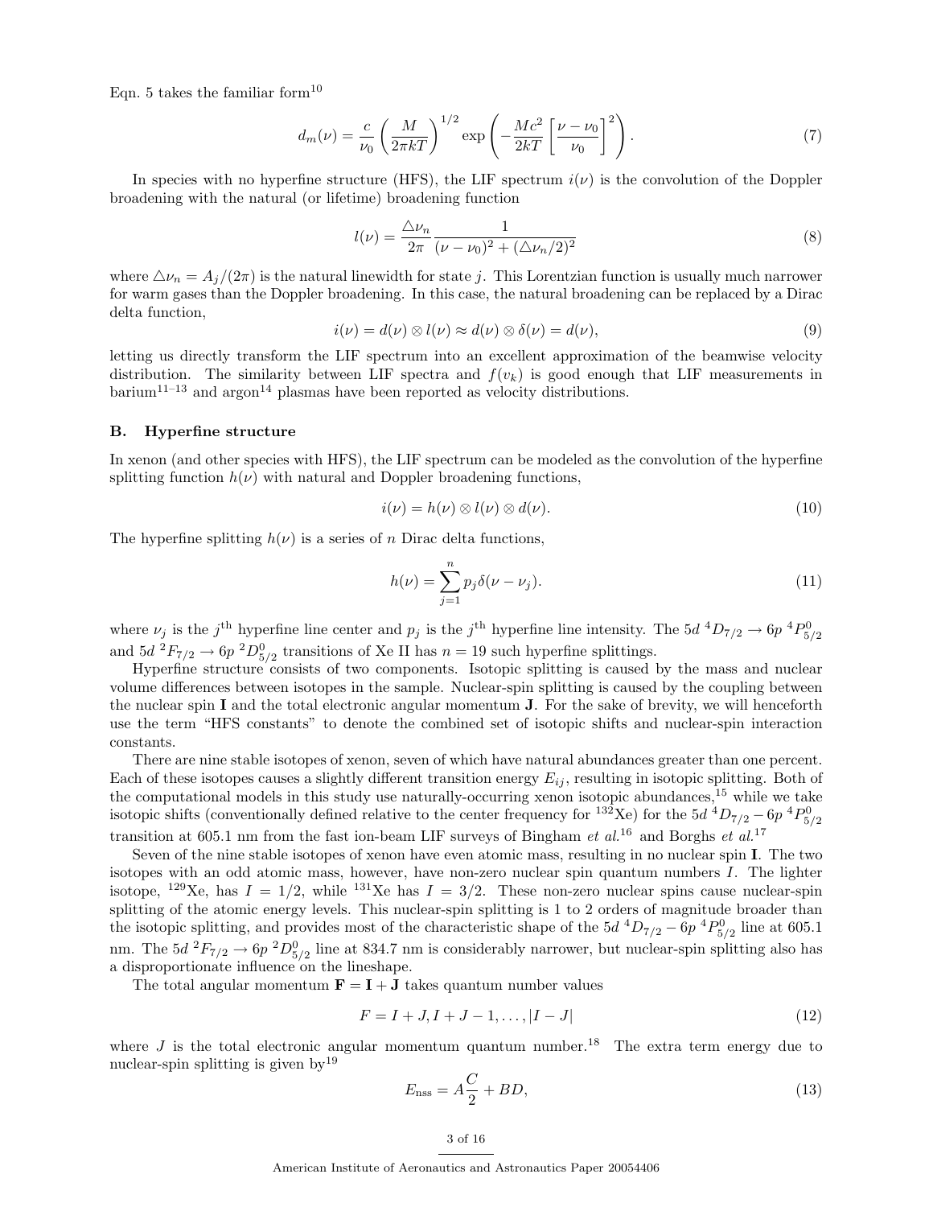Eqn. 5 takes the familiar form[10]

$$d_m(\nu) = \frac{c}{\nu_0}\left(\frac{M}{2\pi kT}\right)^{1/2} \exp\left(-\frac{Mc^2}{2kT}\left[\frac{\nu - \nu_0}{\nu_0}\right]^2\right). \tag{7}$$

In species with no hyperfine structure (HFS), the LIF spectrum $i(\nu)$ is the convolution of the Doppler broadening with the natural (or lifetime) broadening function

$$l(\nu) = \frac{\triangle\nu_n}{2\pi} \frac{1}{(\nu - \nu_0)^2 + (\triangle\nu_n/2)^2} \tag{8}$$

where $\triangle\nu_n = A_j/(2\pi)$ is the natural linewidth for state $j$. This Lorentzian function is usually much narrower for warm gases than the Doppler broadening. In this case, the natural broadening can be replaced by a Dirac delta function,

$$i(\nu) = d(\nu) \otimes l(\nu) \approx d(\nu) \otimes \delta(\nu) = d(\nu), \tag{9}$$

letting us directly transform the LIF spectrum into an excellent approximation of the beamwise velocity distribution. The similarity between LIF spectra and $f(v_k)$ is good enough that LIF measurements in barium[11–13] and argon[14] plasmas have been reported as velocity distributions.

## B. Hyperfine structure

In xenon (and other species with HFS), the LIF spectrum can be modeled as the convolution of the hyperfine splitting function $h(\nu)$ with natural and Doppler broadening functions,

$$i(\nu) = h(\nu) \otimes l(\nu) \otimes d(\nu). \tag{10}$$

The hyperfine splitting $h(\nu)$ is a series of $n$ Dirac delta functions,

$$h(\nu) = \sum_{j=1}^{n} p_j \delta(\nu - \nu_j). \tag{11}$$

where $\nu_j$ is the $j^{\text{th}}$ hyperfine line center and $p_j$ is the $j^{\text{th}}$ hyperfine line intensity. The $5d\ ^4D_{7/2} \rightarrow 6p\ ^4P^0_{5/2}$ and $5d\ ^2F_{7/2} \rightarrow 6p\ ^2D^0_{5/2}$ transitions of Xe II has $n = 19$ such hyperfine splittings.

Hyperfine structure consists of two components. Isotopic splitting is caused by the mass and nuclear volume differences between isotopes in the sample. Nuclear-spin splitting is caused by the coupling between the nuclear spin **I** and the total electronic angular momentum **J**. For the sake of brevity, we will henceforth use the term "HFS constants" to denote the combined set of isotopic shifts and nuclear-spin interaction constants.

There are nine stable isotopes of xenon, seven of which have natural abundances greater than one percent. Each of these isotopes causes a slightly different transition energy $E_{ij}$, resulting in isotopic splitting. Both of the computational models in this study use naturally-occurring xenon isotopic abundances,[15] while we take isotopic shifts (conventionally defined relative to the center frequency for $^{132}$Xe) for the $5d\ ^4D_{7/2} - 6p\ ^4P^0_{5/2}$ transition at 605.1 nm from the fast ion-beam LIF surveys of Bingham *et al.*[16] and Borghs *et al.*[17]

Seven of the nine stable isotopes of xenon have even atomic mass, resulting in no nuclear spin **I**. The two isotopes with an odd atomic mass, however, have non-zero nuclear spin quantum numbers $I$. The lighter isotope, $^{129}$Xe, has $I = 1/2$, while $^{131}$Xe has $I = 3/2$. These non-zero nuclear spins cause nuclear-spin splitting of the atomic energy levels. This nuclear-spin splitting is 1 to 2 orders of magnitude broader than the isotopic splitting, and provides most of the characteristic shape of the $5d\ ^4D_{7/2} - 6p\ ^4P^0_{5/2}$ line at 605.1 nm. The $5d\ ^2F_{7/2} \rightarrow 6p\ ^2D^0_{5/2}$ line at 834.7 nm is considerably narrower, but nuclear-spin splitting also has a disproportionate influence on the lineshape.

The total angular momentum $\mathbf{F} = \mathbf{I} + \mathbf{J}$ takes quantum number values

$$F = I + J, I + J - 1, \ldots, |I - J| \tag{12}$$

where $J$ is the total electronic angular momentum quantum number.[18] The extra term energy due to nuclear-spin splitting is given by[19]

$$E_{\text{nss}} = A\frac{C}{2} + BD, \tag{13}$$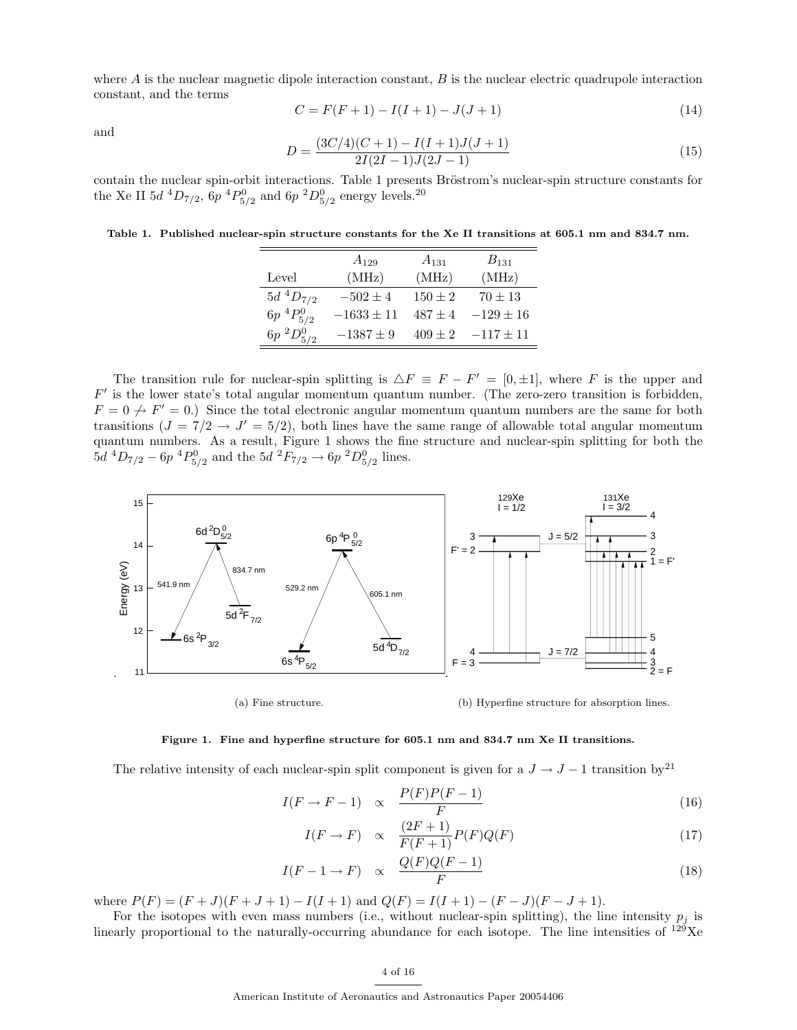where $A$ is the nuclear magnetic dipole interaction constant, $B$ is the nuclear electric quadrupole interaction constant, and the terms

$$C = F(F+1) - I(I+1) - J(J+1) \tag{14}$$

and

$$D = \frac{(3C/4)(C+1) - I(I+1)J(J+1)}{2I(2I-1)J(2J-1)} \tag{15}$$

contain the nuclear spin-orbit interactions. Table 1 presents Bröstrom's nuclear-spin structure constants for the Xe II $5d\ ^4D_{7/2}$, $6p\ ^4P^0_{5/2}$ and $6p\ ^2D^0_{5/2}$ energy levels.[20]

**Table 1. Published nuclear-spin structure constants for the Xe II transitions at 605.1 nm and 834.7 nm.**

| Level | $A_{129}$ (MHz) | $A_{131}$ (MHz) | $B_{131}$ (MHz) |
|---|---|---|---|
| $5d\ ^4D_{7/2}$ | $-502 \pm 4$ | $150 \pm 2$ | $70 \pm 13$ |
| $6p\ ^4P^0_{5/2}$ | $-1633 \pm 11$ | $487 \pm 4$ | $-129 \pm 16$ |
| $6p\ ^2D^0_{5/2}$ | $-1387 \pm 9$ | $409 \pm 2$ | $-117 \pm 11$ |

The transition rule for nuclear-spin splitting is $\triangle F \equiv F - F' = [0, \pm 1]$, where $F$ is the upper and $F'$ is the lower state's total angular momentum quantum number. (The zero-zero transition is forbidden, $F = 0 \nrightarrow F' = 0$.) Since the total electronic angular momentum quantum numbers are the same for both transitions ($J = 7/2 \to J' = 5/2$), both lines have the same range of allowable total angular momentum quantum numbers. As a result, Figure 1 shows the fine structure and nuclear-spin splitting for both the $5d\ ^4D_{7/2} - 6p\ ^4P^0_{5/2}$ and the $5d\ ^2F_{7/2} \to 6p\ ^2D^0_{5/2}$ lines.

(a) Fine structure.

(b) Hyperfine structure for absorption lines.

**Figure 1. Fine and hyperfine structure for 605.1 nm and 834.7 nm Xe II transitions.**

The relative intensity of each nuclear-spin split component is given for a $J \to J-1$ transition by[21]

$$I(F \to F-1) \propto \frac{P(F)P(F-1)}{F} \tag{16}$$

$$I(F \to F) \propto \frac{(2F+1)}{F(F+1)} P(F)Q(F) \tag{17}$$

$$I(F-1 \to F) \propto \frac{Q(F)Q(F-1)}{F} \tag{18}$$

where $P(F) = (F+J)(F+J+1) - I(I+1)$ and $Q(F) = I(I+1) - (F-J)(F-J+1)$.

For the isotopes with even mass numbers (i.e., without nuclear-spin splitting), the line intensity $p_j$ is linearly proportional to the naturally-occurring abundance for each isotope. The line intensities of $^{129}$Xe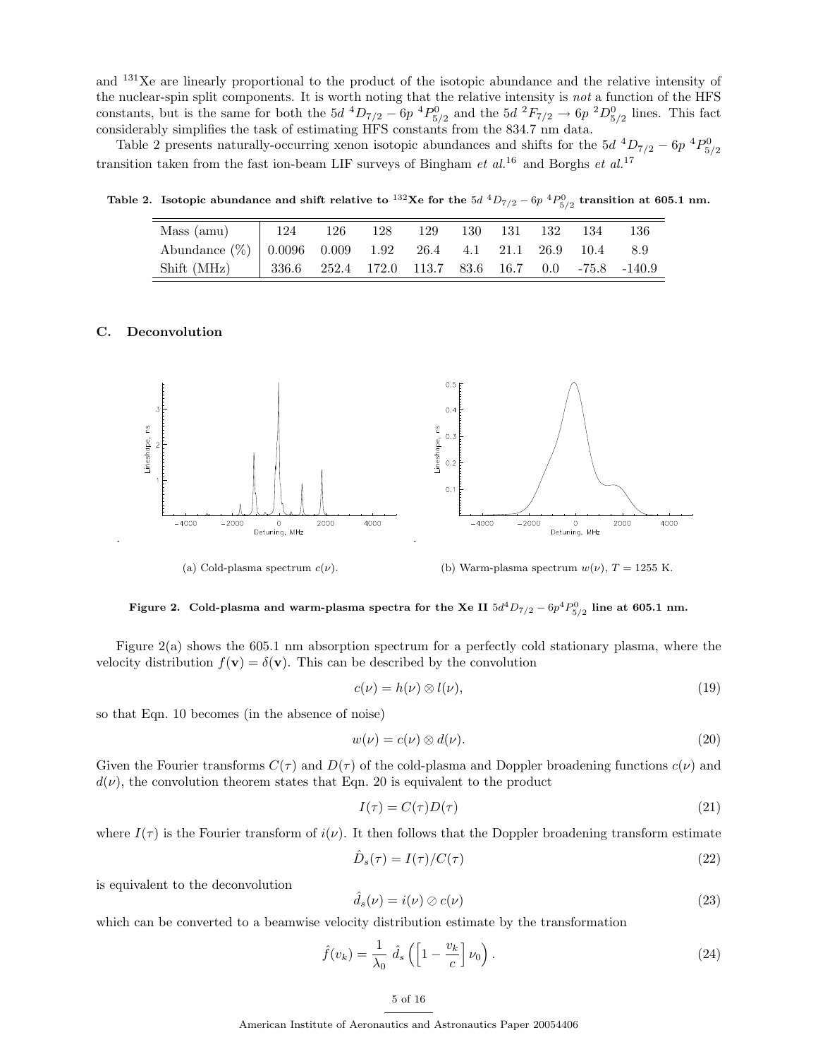and $^{131}$Xe are linearly proportional to the product of the isotopic abundance and the relative intensity of the nuclear-spin split components. It is worth noting that the relative intensity is *not* a function of the HFS constants, but is the same for both the $5d\ ^4D_{7/2} - 6p\ ^4P^0_{5/2}$ and the $5d\ ^2F_{7/2} \rightarrow 6p\ ^2D^0_{5/2}$ lines. This fact considerably simplifies the task of estimating HFS constants from the 834.7 nm data.

Table 2 presents naturally-occurring xenon isotopic abundances and shifts for the $5d\ ^4D_{7/2} - 6p\ ^4P^0_{5/2}$ transition taken from the fast ion-beam LIF surveys of Bingham *et al.*[16] and Borghs *et al.*[17]

**Table 2. Isotopic abundance and shift relative to $^{132}$Xe for the $5d\ ^4D_{7/2} - 6p\ ^4P^0_{5/2}$ transition at 605.1 nm.**

| Mass (amu) | 124 | 126 | 128 | 129 | 130 | 131 | 132 | 134 | 136 |
|---|---|---|---|---|---|---|---|---|---|
| Abundance (%) | 0.0096 | 0.009 | 1.92 | 26.4 | 4.1 | 21.1 | 26.9 | 10.4 | 8.9 |
| Shift (MHz) | 336.6 | 252.4 | 172.0 | 113.7 | 83.6 | 16.7 | 0.0 | -75.8 | -140.9 |

### C. Deconvolution

(a) Cold-plasma spectrum $c(\nu)$.

(b) Warm-plasma spectrum $w(\nu)$, $T = 1255$ K.

**Figure 2. Cold-plasma and warm-plasma spectra for the Xe II $5d^4D_{7/2} - 6p^4P^0_{5/2}$ line at 605.1 nm.**

Figure 2(a) shows the 605.1 nm absorption spectrum for a perfectly cold stationary plasma, where the velocity distribution $f(\mathbf{v}) = \delta(\mathbf{v})$. This can be described by the convolution

$$c(\nu) = h(\nu) \otimes l(\nu), \tag{19}$$

so that Eqn. 10 becomes (in the absence of noise)

$$w(\nu) = c(\nu) \otimes d(\nu). \tag{20}$$

Given the Fourier transforms $C(\tau)$ and $D(\tau)$ of the cold-plasma and Doppler broadening functions $c(\nu)$ and $d(\nu)$, the convolution theorem states that Eqn. 20 is equivalent to the product

$$I(\tau) = C(\tau)D(\tau) \tag{21}$$

where $I(\tau)$ is the Fourier transform of $i(\nu)$. It then follows that the Doppler broadening transform estimate

$$\hat{D}_s(\tau) = I(\tau)/C(\tau) \tag{22}$$

is equivalent to the deconvolution

$$\hat{d}_s(\nu) = i(\nu) \oslash c(\nu) \tag{23}$$

which can be converted to a beamwise velocity distribution estimate by the transformation

$$\hat{f}(v_k) = \frac{1}{\lambda_0}\ \hat{d}_s\left(\left[1 - \frac{v_k}{c}\right]\nu_0\right). \tag{24}$$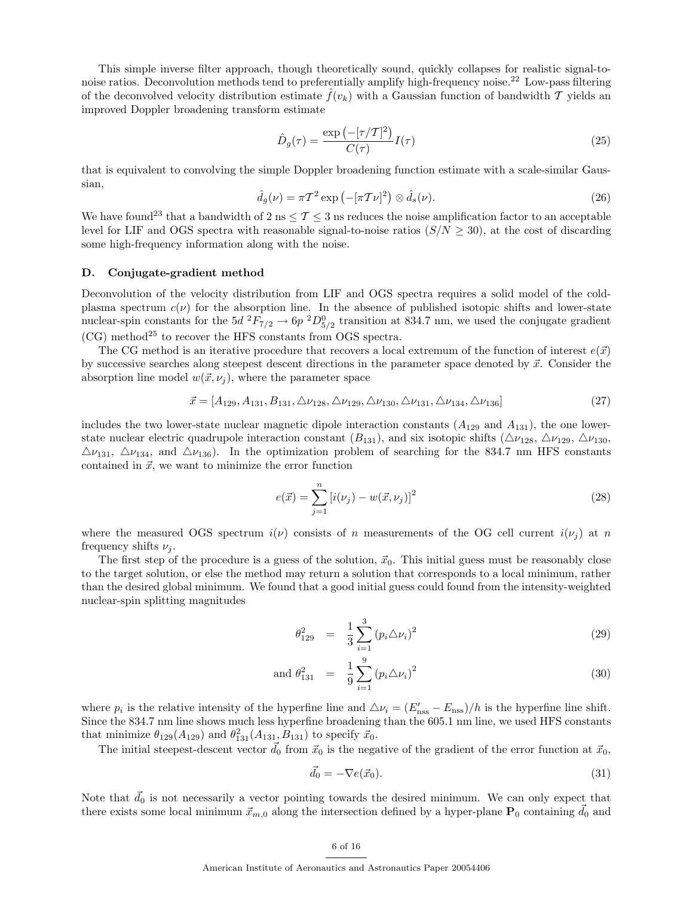This simple inverse filter approach, though theoretically sound, quickly collapses for realistic signal-to-noise ratios. Deconvolution methods tend to preferentially amplify high-frequency noise.[22] Low-pass filtering of the deconvolved velocity distribution estimate $\hat{f}(v_k)$ with a Gaussian function of bandwidth $\mathcal{T}$ yields an improved Doppler broadening transform estimate

$$\hat{D}_g(\tau) = \frac{\exp\left(-[\tau/\mathcal{T}]^2\right)}{C(\tau)} I(\tau) \tag{25}$$

that is equivalent to convolving the simple Doppler broadening function estimate with a scale-similar Gaussian,

$$\hat{d}_g(\nu) = \pi \mathcal{T}^2 \exp\left(-[\pi \mathcal{T} \nu]^2\right) \otimes \hat{d}_s(\nu). \tag{26}$$

We have found[23] that a bandwidth of 2 ns $\leq \mathcal{T} \leq$ 3 ns reduces the noise amplification factor to an acceptable level for LIF and OGS spectra with reasonable signal-to-noise ratios ($S/N \geq 30$), at the cost of discarding some high-frequency information along with the noise.

### D. Conjugate-gradient method

Deconvolution of the velocity distribution from LIF and OGS spectra requires a solid model of the cold-plasma spectrum $c(\nu)$ for the absorption line. In the absence of published isotopic shifts and lower-state nuclear-spin constants for the $5d\ ^2F_{7/2} \rightarrow 6p\ ^2D^0_{5/2}$ transition at 834.7 nm, we used the conjugate gradient (CG) method[25] to recover the HFS constants from OGS spectra.

The CG method is an iterative procedure that recovers a local extremum of the function of interest $e(\vec{x})$ by successive searches along steepest descent directions in the parameter space denoted by $\vec{x}$. Consider the absorption line model $w(\vec{x}, \nu_j)$, where the parameter space

$$\vec{x} = [A_{129}, A_{131}, B_{131}, \triangle\nu_{128}, \triangle\nu_{129}, \triangle\nu_{130}, \triangle\nu_{131}, \triangle\nu_{134}, \triangle\nu_{136}] \tag{27}$$

includes the two lower-state nuclear magnetic dipole interaction constants ($A_{129}$ and $A_{131}$), the one lower-state nuclear electric quadrupole interaction constant ($B_{131}$), and six isotopic shifts ($\triangle\nu_{128}$, $\triangle\nu_{129}$, $\triangle\nu_{130}$, $\triangle\nu_{131}$, $\triangle\nu_{134}$, and $\triangle\nu_{136}$). In the optimization problem of searching for the 834.7 nm HFS constants contained in $\vec{x}$, we want to minimize the error function

$$e(\vec{x}) = \sum_{j=1}^{n} \left[i(\nu_j) - w(\vec{x}, \nu_j)\right]^2 \tag{28}$$

where the measured OGS spectrum $i(\nu)$ consists of $n$ measurements of the OG cell current $i(\nu_j)$ at $n$ frequency shifts $\nu_j$.

The first step of the procedure is a guess of the solution, $\vec{x}_0$. This initial guess must be reasonably close to the target solution, or else the method may return a solution that corresponds to a local minimum, rather than the desired global minimum. We found that a good initial guess could found from the intensity-weighted nuclear-spin splitting magnitudes

$$\theta^2_{129} = \frac{1}{3} \sum_{i=1}^{3} \left(p_i \triangle\nu_i\right)^2 \tag{29}$$

$$\text{and } \theta^2_{131} = \frac{1}{9} \sum_{i=1}^{9} \left(p_i \triangle\nu_i\right)^2 \tag{30}$$

where $p_i$ is the relative intensity of the hyperfine line and $\triangle\nu_i = (E'_{\text{nss}} - E_{\text{nss}})/h$ is the hyperfine line shift. Since the 834.7 nm line shows much less hyperfine broadening than the 605.1 nm line, we used HFS constants that minimize $\theta_{129}(A_{129})$ and $\theta^2_{131}(A_{131}, B_{131})$ to specify $\vec{x}_0$.

The initial steepest-descent vector $\vec{d}_0$ from $\vec{x}_0$ is the negative of the gradient of the error function at $\vec{x}_0$,

$$\vec{d}_0 = -\nabla e(\vec{x}_0). \tag{31}$$

Note that $\vec{d}_0$ is not necessarily a vector pointing towards the desired minimum. We can only expect that there exists some local minimum $\vec{x}_{m,0}$ along the intersection defined by a hyper-plane $\mathbf{P}_0$ containing $\vec{d}_0$ and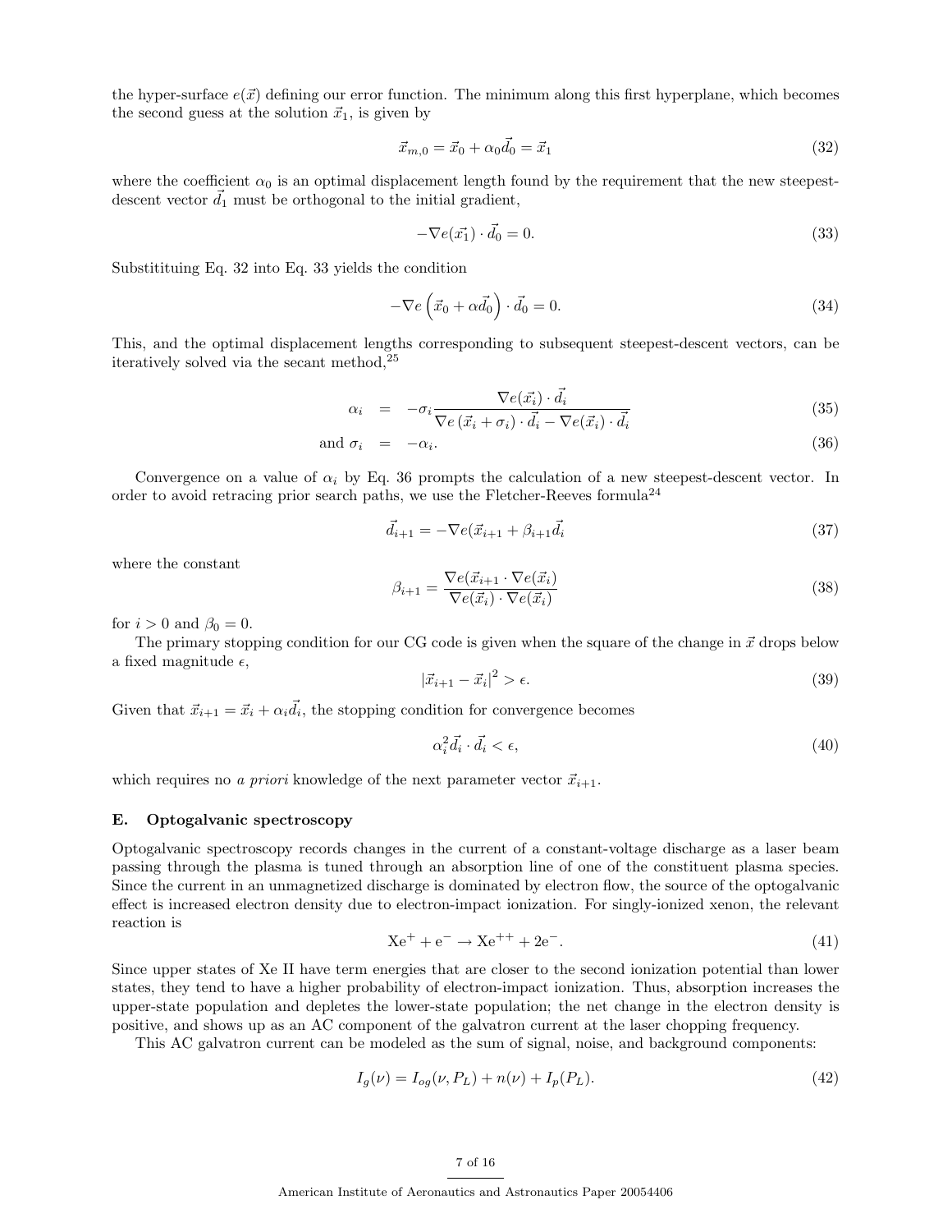the hyper-surface $e(\vec{x})$ defining our error function. The minimum along this first hyperplane, which becomes the second guess at the solution $\vec{x}_1$, is given by

$$\vec{x}_{m,0} = \vec{x}_0 + \alpha_0 \vec{d}_0 = \vec{x}_1 \tag{32}$$

where the coefficient $\alpha_0$ is an optimal displacement length found by the requirement that the new steepest-descent vector $\vec{d}_1$ must be orthogonal to the initial gradient,

$$-\nabla e(\vec{x_1}) \cdot \vec{d}_0 = 0. \tag{33}$$

Substitituing Eq. 32 into Eq. 33 yields the condition

$$-\nabla e\left(\vec{x}_0 + \alpha \vec{d}_0\right) \cdot \vec{d}_0 = 0. \tag{34}$$

This, and the optimal displacement lengths corresponding to subsequent steepest-descent vectors, can be iteratively solved via the secant method,[25]

$$\alpha_i = -\sigma_i \frac{\nabla e(\vec{x_i}) \cdot \vec{d_i}}{\nabla e\left(\vec{x}_i + \sigma_i\right) \cdot \vec{d_i} - \nabla e(\vec{x_i}) \cdot \vec{d_i}} \tag{35}$$

$$\text{and } \sigma_i = -\alpha_i. \tag{36}$$

Convergence on a value of $\alpha_i$ by Eq. 36 prompts the calculation of a new steepest-descent vector. In order to avoid retracing prior search paths, we use the Fletcher-Reeves formula[24]

$$\vec{d_{i+1}} = -\nabla e(\vec{x}_{i+1} + \beta_{i+1} \vec{d_i} \tag{37}$$

where the constant

$$\beta_{i+1} = \frac{\nabla e(\vec{x}_{i+1} \cdot \nabla e(\vec{x}_i)}{\nabla e(\vec{x}_i) \cdot \nabla e(\vec{x}_i)} \tag{38}$$

for $i > 0$ and $\beta_0 = 0$.

The primary stopping condition for our CG code is given when the square of the change in $\vec{x}$ drops below a fixed magnitude $\epsilon$,

$$|\vec{x}_{i+1} - \vec{x}_i|^2 > \epsilon. \tag{39}$$

Given that $\vec{x}_{i+1} = \vec{x}_i + \alpha_i \vec{d_i}$, the stopping condition for convergence becomes

$$\alpha_i^2 \vec{d_i} \cdot \vec{d_i} < \epsilon, \tag{40}$$

which requires no *a priori* knowledge of the next parameter vector $\vec{x}_{i+1}$.

### E. Optogalvanic spectroscopy

Optogalvanic spectroscopy records changes in the current of a constant-voltage discharge as a laser beam passing through the plasma is tuned through an absorption line of one of the constituent plasma species. Since the current in an unmagnetized discharge is dominated by electron flow, the source of the optogalvanic effect is increased electron density due to electron-impact ionization. For singly-ionized xenon, the relevant reaction is

$$\text{Xe}^+ + \text{e}^- \rightarrow \text{Xe}^{++} + 2\text{e}^-. \tag{41}$$

Since upper states of Xe II have term energies that are closer to the second ionization potential than lower states, they tend to have a higher probability of electron-impact ionization. Thus, absorption increases the upper-state population and depletes the lower-state population; the net change in the electron density is positive, and shows up as an AC component of the galvatron current at the laser chopping frequency.

This AC galvatron current can be modeled as the sum of signal, noise, and background components:

$$I_g(\nu) = I_{og}(\nu, P_L) + n(\nu) + I_p(P_L). \tag{42}$$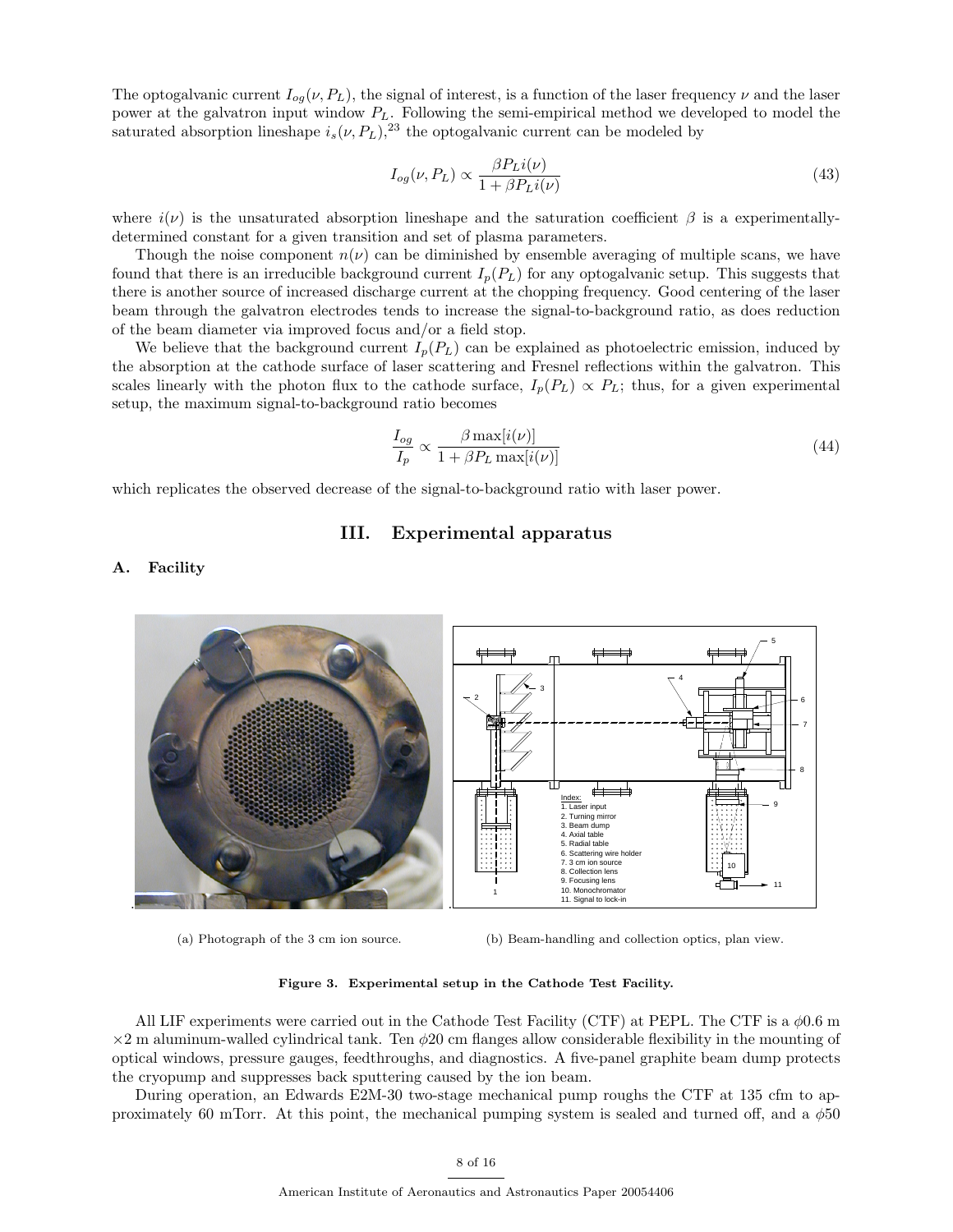The optogalvanic current $I_{og}(\nu, P_L)$, the signal of interest, is a function of the laser frequency $\nu$ and the laser power at the galvatron input window $P_L$. Following the semi-empirical method we developed to model the saturated absorption lineshape $i_s(\nu, P_L)$,[23] the optogalvanic current can be modeled by

$$I_{og}(\nu, P_L) \propto \frac{\beta P_L i(\nu)}{1 + \beta P_L i(\nu)} \tag{43}$$

where $i(\nu)$ is the unsaturated absorption lineshape and the saturation coefficient $\beta$ is a experimentally-determined constant for a given transition and set of plasma parameters.

Though the noise component $n(\nu)$ can be diminished by ensemble averaging of multiple scans, we have found that there is an irreducible background current $I_p(P_L)$ for any optogalvanic setup. This suggests that there is another source of increased discharge current at the chopping frequency. Good centering of the laser beam through the galvatron electrodes tends to increase the signal-to-background ratio, as does reduction of the beam diameter via improved focus and/or a field stop.

We believe that the background current $I_p(P_L)$ can be explained as photoelectric emission, induced by the absorption at the cathode surface of laser scattering and Fresnel reflections within the galvatron. This scales linearly with the photon flux to the cathode surface, $I_p(P_L) \propto P_L$; thus, for a given experimental setup, the maximum signal-to-background ratio becomes

$$\frac{I_{og}}{I_p} \propto \frac{\beta \max[i(\nu)]}{1 + \beta P_L \max[i(\nu)]} \tag{44}$$

which replicates the observed decrease of the signal-to-background ratio with laser power.

## III. Experimental apparatus

### A. Facility

(a) Photograph of the 3 cm ion source.

(b) Beam-handling and collection optics, plan view.

Index:
1. Laser input
2. Turning mirror
3. Beam dump
4. Axial table
5. Radial table
6. Scattering wire holder
7. 3 cm ion source
8. Collection lens
9. Focusing lens
10. Monochromator
11. Signal to lock-in

**Figure 3. Experimental setup in the Cathode Test Facility.**

All LIF experiments were carried out in the Cathode Test Facility (CTF) at PEPL. The CTF is a $\phi$0.6 m $\times$2 m aluminum-walled cylindrical tank. Ten $\phi$20 cm flanges allow considerable flexibility in the mounting of optical windows, pressure gauges, feedthroughs, and diagnostics. A five-panel graphite beam dump protects the cryopump and suppresses back sputtering caused by the ion beam.

During operation, an Edwards E2M-30 two-stage mechanical pump roughs the CTF at 135 cfm to approximately 60 mTorr. At this point, the mechanical pumping system is sealed and turned off, and a $\phi$50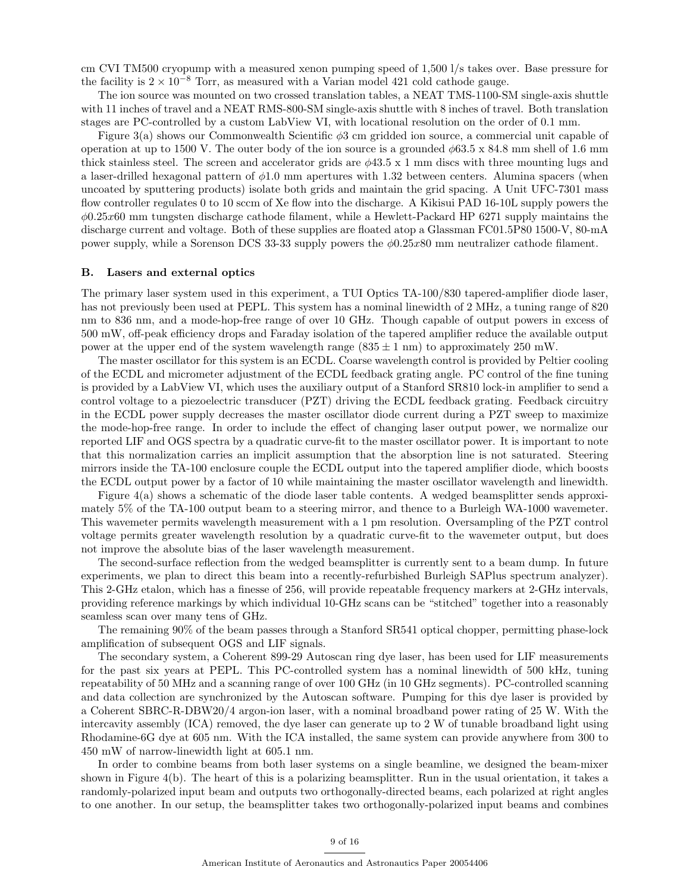cm CVI TM500 cryopump with a measured xenon pumping speed of 1,500 l/s takes over. Base pressure for the facility is $2 \times 10^{-8}$ Torr, as measured with a Varian model 421 cold cathode gauge.

The ion source was mounted on two crossed translation tables, a NEAT TMS-1100-SM single-axis shuttle with 11 inches of travel and a NEAT RMS-800-SM single-axis shuttle with 8 inches of travel. Both translation stages are PC-controlled by a custom LabView VI, with locational resolution on the order of 0.1 mm.

Figure 3(a) shows our Commonwealth Scientific $\phi$3 cm gridded ion source, a commercial unit capable of operation at up to 1500 V. The outer body of the ion source is a grounded $\phi$63.5 x 84.8 mm shell of 1.6 mm thick stainless steel. The screen and accelerator grids are $\phi$43.5 x 1 mm discs with three mounting lugs and a laser-drilled hexagonal pattern of $\phi$1.0 mm apertures with 1.32 between centers. Alumina spacers (when uncoated by sputtering products) isolate both grids and maintain the grid spacing. A Unit UFC-7301 mass flow controller regulates 0 to 10 sccm of Xe flow into the discharge. A Kikisui PAD 16-10L supply powers the $\phi 0.25x60$ mm tungsten discharge cathode filament, while a Hewlett-Packard HP 6271 supply maintains the discharge current and voltage. Both of these supplies are floated atop a Glassman FC01.5P80 1500-V, 80-mA power supply, while a Sorenson DCS 33-33 supply powers the $\phi 0.25x80$ mm neutralizer cathode filament.

### B. Lasers and external optics

The primary laser system used in this experiment, a TUI Optics TA-100/830 tapered-amplifier diode laser, has not previously been used at PEPL. This system has a nominal linewidth of 2 MHz, a tuning range of 820 nm to 836 nm, and a mode-hop-free range of over 10 GHz. Though capable of output powers in excess of 500 mW, off-peak efficiency drops and Faraday isolation of the tapered amplifier reduce the available output power at the upper end of the system wavelength range ($835 \pm 1$ nm) to approximately 250 mW.

The master oscillator for this system is an ECDL. Coarse wavelength control is provided by Peltier cooling of the ECDL and micrometer adjustment of the ECDL feedback grating angle. PC control of the fine tuning is provided by a LabView VI, which uses the auxiliary output of a Stanford SR810 lock-in amplifier to send a control voltage to a piezoelectric transducer (PZT) driving the ECDL feedback grating. Feedback circuitry in the ECDL power supply decreases the master oscillator diode current during a PZT sweep to maximize the mode-hop-free range. In order to include the effect of changing laser output power, we normalize our reported LIF and OGS spectra by a quadratic curve-fit to the master oscillator power. It is important to note that this normalization carries an implicit assumption that the absorption line is not saturated. Steering mirrors inside the TA-100 enclosure couple the ECDL output into the tapered amplifier diode, which boosts the ECDL output power by a factor of 10 while maintaining the master oscillator wavelength and linewidth.

Figure 4(a) shows a schematic of the diode laser table contents. A wedged beamsplitter sends approximately 5% of the TA-100 output beam to a steering mirror, and thence to a Burleigh WA-1000 wavemeter. This wavemeter permits wavelength measurement with a 1 pm resolution. Oversampling of the PZT control voltage permits greater wavelength resolution by a quadratic curve-fit to the wavemeter output, but does not improve the absolute bias of the laser wavelength measurement.

The second-surface reflection from the wedged beamsplitter is currently sent to a beam dump. In future experiments, we plan to direct this beam into a recently-refurbished Burleigh SAPlus spectrum analyzer). This 2-GHz etalon, which has a finesse of 256, will provide repeatable frequency markers at 2-GHz intervals, providing reference markings by which individual 10-GHz scans can be "stitched" together into a reasonably seamless scan over many tens of GHz.

The remaining 90% of the beam passes through a Stanford SR541 optical chopper, permitting phase-lock amplification of subsequent OGS and LIF signals.

The secondary system, a Coherent 899-29 Autoscan ring dye laser, has been used for LIF measurements for the past six years at PEPL. This PC-controlled system has a nominal linewidth of 500 kHz, tuning repeatability of 50 MHz and a scanning range of over 100 GHz (in 10 GHz segments). PC-controlled scanning and data collection are synchronized by the Autoscan software. Pumping for this dye laser is provided by a Coherent SBRC-R-DBW20/4 argon-ion laser, with a nominal broadband power rating of 25 W. With the intercavity assembly (ICA) removed, the dye laser can generate up to 2 W of tunable broadband light using Rhodamine-6G dye at 605 nm. With the ICA installed, the same system can provide anywhere from 300 to 450 mW of narrow-linewidth light at 605.1 nm.

In order to combine beams from both laser systems on a single beamline, we designed the beam-mixer shown in Figure 4(b). The heart of this is a polarizing beamsplitter. Run in the usual orientation, it takes a randomly-polarized input beam and outputs two orthogonally-directed beams, each polarized at right angles to one another. In our setup, the beamsplitter takes two orthogonally-polarized input beams and combines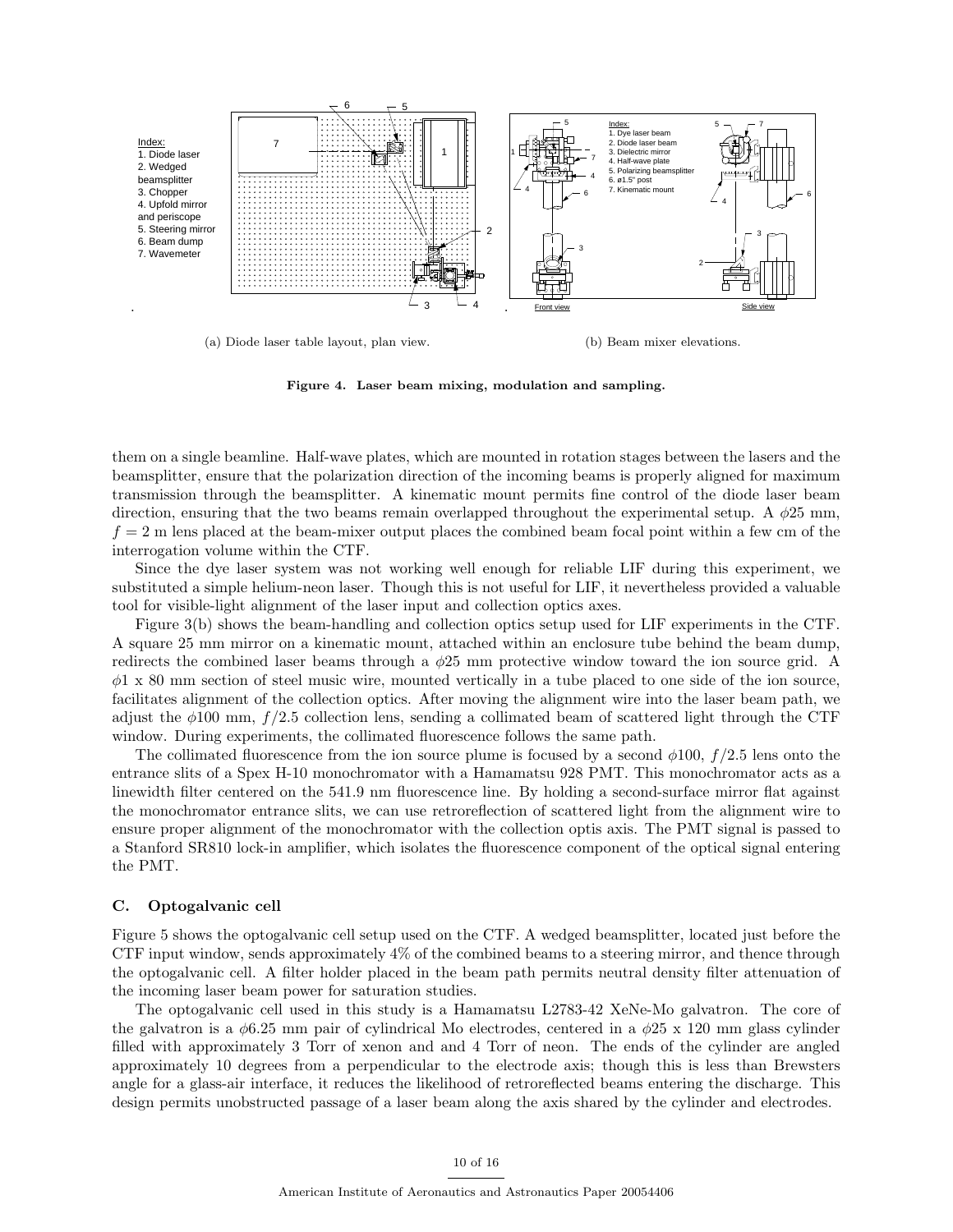Index:
1. Diode laser
2. Wedged beamsplitter
3. Chopper
4. Upfold mirror and periscope
5. Steering mirror
6. Beam dump
7. Wavemeter

(a) Diode laser table layout, plan view.

Index:
1. Dye laser beam
2. Diode laser beam
3. Dielectric mirror
4. Half-wave plate
5. Polarizing beamsplitter
6. ø1.5" post
7. Kinematic mount

(b) Beam mixer elevations.

**Figure 4. Laser beam mixing, modulation and sampling.**

them on a single beamline. Half-wave plates, which are mounted in rotation stages between the lasers and the beamsplitter, ensure that the polarization direction of the incoming beams is properly aligned for maximum transmission through the beamsplitter. A kinematic mount permits fine control of the diode laser beam direction, ensuring that the two beams remain overlapped throughout the experimental setup. A $\phi 25$ mm, $f = 2$ m lens placed at the beam-mixer output places the combined beam focal point within a few cm of the interrogation volume within the CTF.

Since the dye laser system was not working well enough for reliable LIF during this experiment, we substituted a simple helium-neon laser. Though this is not useful for LIF, it nevertheless provided a valuable tool for visible-light alignment of the laser input and collection optics axes.

Figure 3(b) shows the beam-handling and collection optics setup used for LIF experiments in the CTF. A square 25 mm mirror on a kinematic mount, attached within an enclosure tube behind the beam dump, redirects the combined laser beams through a $\phi 25$ mm protective window toward the ion source grid. A $\phi 1$ x 80 mm section of steel music wire, mounted vertically in a tube placed to one side of the ion source, facilitates alignment of the collection optics. After moving the alignment wire into the laser beam path, we adjust the $\phi 100$ mm, $f/2.5$ collection lens, sending a collimated beam of scattered light through the CTF window. During experiments, the collimated fluorescence follows the same path.

The collimated fluorescence from the ion source plume is focused by a second $\phi 100$, $f/2.5$ lens onto the entrance slits of a Spex H-10 monochromator with a Hamamatsu 928 PMT. This monochromator acts as a linewidth filter centered on the 541.9 nm fluorescence line. By holding a second-surface mirror flat against the monochromator entrance slits, we can use retroreflection of scattered light from the alignment wire to ensure proper alignment of the monochromator with the collection optis axis. The PMT signal is passed to a Stanford SR810 lock-in amplifier, which isolates the fluorescence component of the optical signal entering the PMT.

### C. Optogalvanic cell

Figure 5 shows the optogalvanic cell setup used on the CTF. A wedged beamsplitter, located just before the CTF input window, sends approximately 4% of the combined beams to a steering mirror, and thence through the optogalvanic cell. A filter holder placed in the beam path permits neutral density filter attenuation of the incoming laser beam power for saturation studies.

The optogalvanic cell used in this study is a Hamamatsu L2783-42 XeNe-Mo galvatron. The core of the galvatron is a $\phi 6.25$ mm pair of cylindrical Mo electrodes, centered in a $\phi 25$ x 120 mm glass cylinder filled with approximately 3 Torr of xenon and and 4 Torr of neon. The ends of the cylinder are angled approximately 10 degrees from a perpendicular to the electrode axis; though this is less than Brewsters angle for a glass-air interface, it reduces the likelihood of retroreflected beams entering the discharge. This design permits unobstructed passage of a laser beam along the axis shared by the cylinder and electrodes.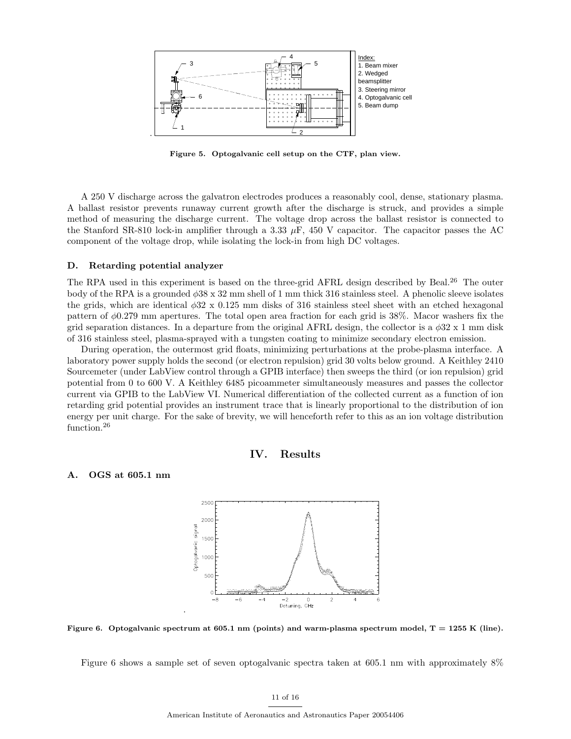Figure 5. Optogalvanic cell setup on the CTF, plan view.

A 250 V discharge across the galvatron electrodes produces a reasonably cool, dense, stationary plasma. A ballast resistor prevents runaway current growth after the discharge is struck, and provides a simple method of measuring the discharge current. The voltage drop across the ballast resistor is connected to the Stanford SR-810 lock-in amplifier through a 3.33 $\mu$F, 450 V capacitor. The capacitor passes the AC component of the voltage drop, while isolating the lock-in from high DC voltages.

### D. Retarding potential analyzer

The RPA used in this experiment is based on the three-grid AFRL design described by Beal.[26] The outer body of the RPA is a grounded $\phi$38 x 32 mm shell of 1 mm thick 316 stainless steel. A phenolic sleeve isolates the grids, which are identical $\phi$32 x 0.125 mm disks of 316 stainless steel sheet with an etched hexagonal pattern of $\phi$0.279 mm apertures. The total open area fraction for each grid is 38%. Macor washers fix the grid separation distances. In a departure from the original AFRL design, the collector is a $\phi$32 x 1 mm disk of 316 stainless steel, plasma-sprayed with a tungsten coating to minimize secondary electron emission.

During operation, the outermost grid floats, minimizing perturbations at the probe-plasma interface. A laboratory power supply holds the second (or electron repulsion) grid 30 volts below ground. A Keithley 2410 Sourcemeter (under LabView control through a GPIB interface) then sweeps the third (or ion repulsion) grid potential from 0 to 600 V. A Keithley 6485 picoammeter simultaneously measures and passes the collector current via GPIB to the LabView VI. Numerical differentiation of the collected current as a function of ion retarding grid potential provides an instrument trace that is linearly proportional to the distribution of ion energy per unit charge. For the sake of brevity, we will henceforth refer to this as an ion voltage distribution function.[26]

## IV. Results

### A. OGS at 605.1 nm

Figure 6. Optogalvanic spectrum at 605.1 nm (points) and warm-plasma spectrum model, T = 1255 K (line).

Figure 6 shows a sample set of seven optogalvanic spectra taken at 605.1 nm with approximately 8%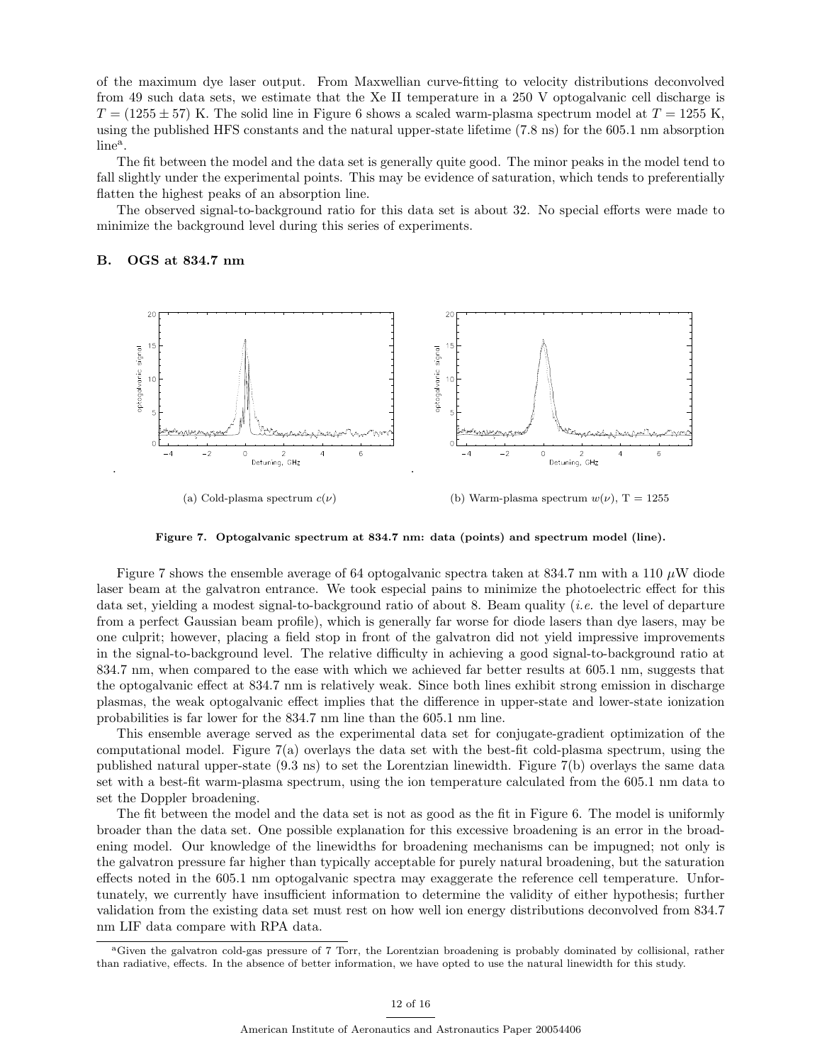of the maximum dye laser output. From Maxwellian curve-fitting to velocity distributions deconvolved from 49 such data sets, we estimate that the Xe II temperature in a 250 V optogalvanic cell discharge is $T = (1255 \pm 57)$ K. The solid line in Figure 6 shows a scaled warm-plasma spectrum model at $T = 1255$ K, using the published HFS constants and the natural upper-state lifetime (7.8 ns) for the 605.1 nm absorption line[a].

The fit between the model and the data set is generally quite good. The minor peaks in the model tend to fall slightly under the experimental points. This may be evidence of saturation, which tends to preferentially flatten the highest peaks of an absorption line.

The observed signal-to-background ratio for this data set is about 32. No special efforts were made to minimize the background level during this series of experiments.

### B. OGS at 834.7 nm

(a) Cold-plasma spectrum $c(\nu)$

(b) Warm-plasma spectrum $w(\nu)$, T = 1255

**Figure 7. Optogalvanic spectrum at 834.7 nm: data (points) and spectrum model (line).**

Figure 7 shows the ensemble average of 64 optogalvanic spectra taken at 834.7 nm with a 110 $\mu$W diode laser beam at the galvatron entrance. We took especial pains to minimize the photoelectric effect for this data set, yielding a modest signal-to-background ratio of about 8. Beam quality (*i.e.* the level of departure from a perfect Gaussian beam profile), which is generally far worse for diode lasers than dye lasers, may be one culprit; however, placing a field stop in front of the galvatron did not yield impressive improvements in the signal-to-background level. The relative difficulty in achieving a good signal-to-background ratio at 834.7 nm, when compared to the ease with which we achieved far better results at 605.1 nm, suggests that the optogalvanic effect at 834.7 nm is relatively weak. Since both lines exhibit strong emission in discharge plasmas, the weak optogalvanic effect implies that the difference in upper-state and lower-state ionization probabilities is far lower for the 834.7 nm line than the 605.1 nm line.

This ensemble average served as the experimental data set for conjugate-gradient optimization of the computational model. Figure 7(a) overlays the data set with the best-fit cold-plasma spectrum, using the published natural upper-state (9.3 ns) to set the Lorentzian linewidth. Figure 7(b) overlays the same data set with a best-fit warm-plasma spectrum, using the ion temperature calculated from the 605.1 nm data to set the Doppler broadening.

The fit between the model and the data set is not as good as the fit in Figure 6. The model is uniformly broader than the data set. One possible explanation for this excessive broadening is an error in the broadening model. Our knowledge of the linewidths for broadening mechanisms can be impugned; not only is the galvatron pressure far higher than typically acceptable for purely natural broadening, but the saturation effects noted in the 605.1 nm optogalvanic spectra may exaggerate the reference cell temperature. Unfortunately, we currently have insufficient information to determine the validity of either hypothesis; further validation from the existing data set must rest on how well ion energy distributions deconvolved from 834.7 nm LIF data compare with RPA data.

[a]Given the galvatron cold-gas pressure of 7 Torr, the Lorentzian broadening is probably dominated by collisional, rather than radiative, effects. In the absence of better information, we have opted to use the natural linewidth for this study.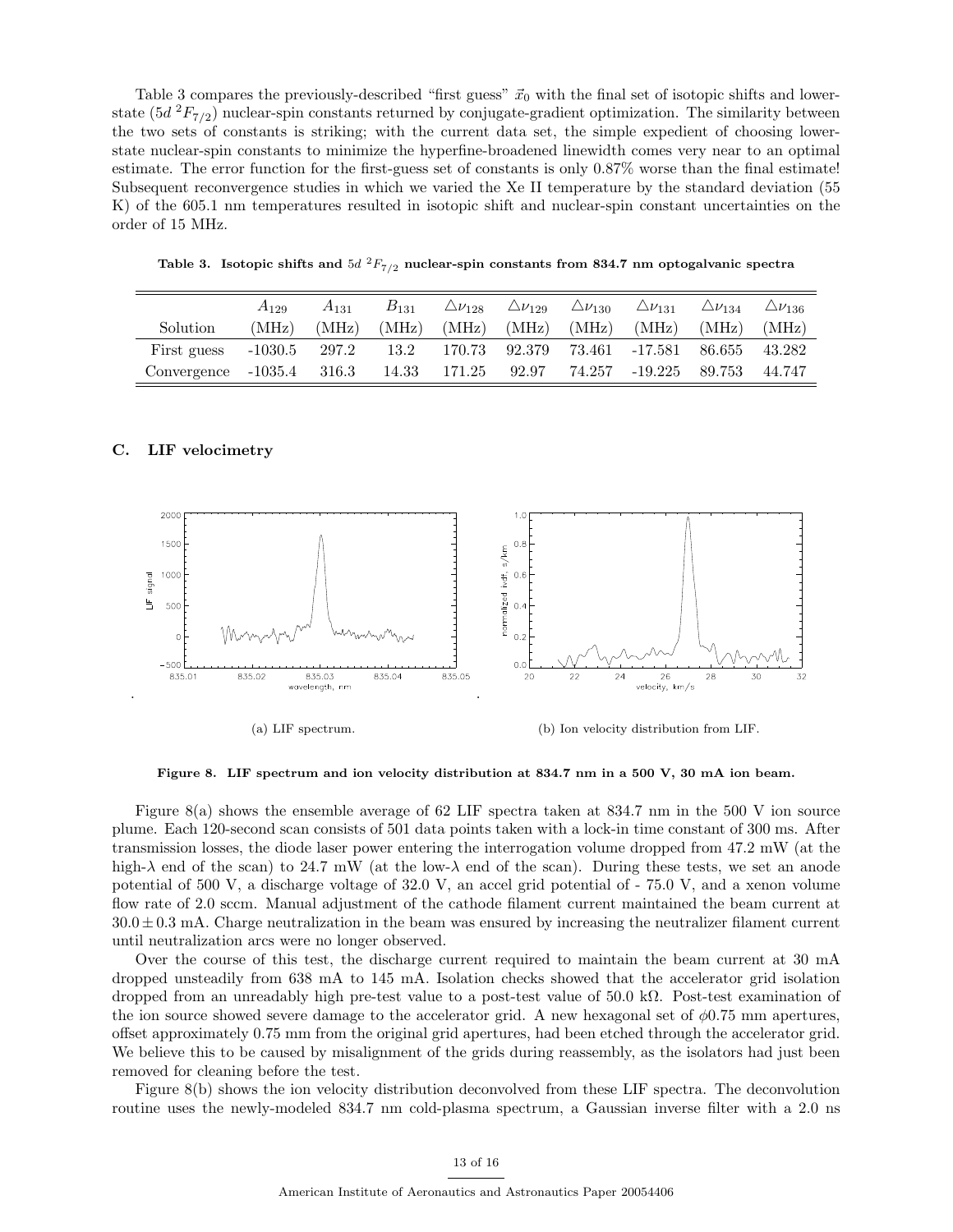Table 3 compares the previously-described "first guess" $\vec{x}_0$ with the final set of isotopic shifts and lower-state ($5d\ ^2F_{7/2}$) nuclear-spin constants returned by conjugate-gradient optimization. The similarity between the two sets of constants is striking; with the current data set, the simple expedient of choosing lower-state nuclear-spin constants to minimize the hyperfine-broadened linewidth comes very near to an optimal estimate. The error function for the first-guess set of constants is only 0.87% worse than the final estimate! Subsequent reconvergence studies in which we varied the Xe II temperature by the standard deviation (55 K) of the 605.1 nm temperatures resulted in isotopic shift and nuclear-spin constant uncertainties on the order of 15 MHz.

**Table 3. Isotopic shifts and $5d\ ^2F_{7/2}$ nuclear-spin constants from 834.7 nm optogalvanic spectra**

| Solution | $A_{129}$ (MHz) | $A_{131}$ (MHz) | $B_{131}$ (MHz) | $\triangle\nu_{128}$ (MHz) | $\triangle\nu_{129}$ (MHz) | $\triangle\nu_{130}$ (MHz) | $\triangle\nu_{131}$ (MHz) | $\triangle\nu_{134}$ (MHz) | $\triangle\nu_{136}$ (MHz) |
|---|---|---|---|---|---|---|---|---|---|
| First guess | -1030.5 | 297.2 | 13.2 | 170.73 | 92.379 | 73.461 | -17.581 | 86.655 | 43.282 |
| Convergence | -1035.4 | 316.3 | 14.33 | 171.25 | 92.97 | 74.257 | -19.225 | 89.753 | 44.747 |

### C. LIF velocimetry

(a) LIF spectrum.

(b) Ion velocity distribution from LIF.

**Figure 8. LIF spectrum and ion velocity distribution at 834.7 nm in a 500 V, 30 mA ion beam.**

Figure 8(a) shows the ensemble average of 62 LIF spectra taken at 834.7 nm in the 500 V ion source plume. Each 120-second scan consists of 501 data points taken with a lock-in time constant of 300 ms. After transmission losses, the diode laser power entering the interrogation volume dropped from 47.2 mW (at the high-$\lambda$ end of the scan) to 24.7 mW (at the low-$\lambda$ end of the scan). During these tests, we set an anode potential of 500 V, a discharge voltage of 32.0 V, an accel grid potential of - 75.0 V, and a xenon volume flow rate of 2.0 sccm. Manual adjustment of the cathode filament current maintained the beam current at $30.0 \pm 0.3$ mA. Charge neutralization in the beam was ensured by increasing the neutralizer filament current until neutralization arcs were no longer observed.

Over the course of this test, the discharge current required to maintain the beam current at 30 mA dropped unsteadily from 638 mA to 145 mA. Isolation checks showed that the accelerator grid isolation dropped from an unreadably high pre-test value to a post-test value of 50.0 kΩ. Post-test examination of the ion source showed severe damage to the accelerator grid. A new hexagonal set of $\phi$0.75 mm apertures, offset approximately 0.75 mm from the original grid apertures, had been etched through the accelerator grid. We believe this to be caused by misalignment of the grids during reassembly, as the isolators had just been removed for cleaning before the test.

Figure 8(b) shows the ion velocity distribution deconvolved from these LIF spectra. The deconvolution routine uses the newly-modeled 834.7 nm cold-plasma spectrum, a Gaussian inverse filter with a 2.0 ns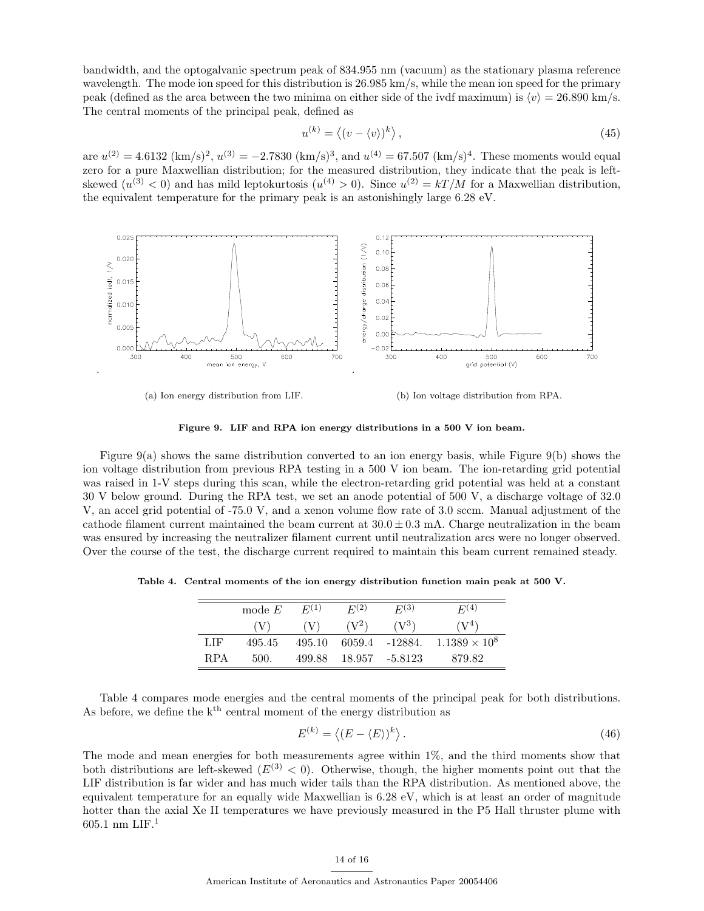bandwidth, and the optogalvanic spectrum peak of 834.955 nm (vacuum) as the stationary plasma reference wavelength. The mode ion speed for this distribution is 26.985 km/s, while the mean ion speed for the primary peak (defined as the area between the two minima on either side of the ivdf maximum) is $\langle v \rangle = 26.890$ km/s. The central moments of the principal peak, defined as

$$u^{(k)} = \left\langle (v - \langle v \rangle)^k \right\rangle, \tag{45}$$

are $u^{(2)} = 4.6132$ (km/s)$^2$, $u^{(3)} = -2.7830$ (km/s)$^3$, and $u^{(4)} = 67.507$ (km/s)$^4$. These moments would equal zero for a pure Maxwellian distribution; for the measured distribution, they indicate that the peak is left-skewed ($u^{(3)} < 0$) and has mild leptokurtosis ($u^{(4)} > 0$). Since $u^{(2)} = kT/M$ for a Maxwellian distribution, the equivalent temperature for the primary peak is an astonishingly large 6.28 eV.

(a) Ion energy distribution from LIF.

(b) Ion voltage distribution from RPA.

**Figure 9. LIF and RPA ion energy distributions in a 500 V ion beam.**

Figure 9(a) shows the same distribution converted to an ion energy basis, while Figure 9(b) shows the ion voltage distribution from previous RPA testing in a 500 V ion beam. The ion-retarding grid potential was raised in 1-V steps during this scan, while the electron-retarding grid potential was held at a constant 30 V below ground. During the RPA test, we set an anode potential of 500 V, a discharge voltage of 32.0 V, an accel grid potential of -75.0 V, and a xenon volume flow rate of 3.0 sccm. Manual adjustment of the cathode filament current maintained the beam current at $30.0 \pm 0.3$ mA. Charge neutralization in the beam was ensured by increasing the neutralizer filament current until neutralization arcs were no longer observed. Over the course of the test, the discharge current required to maintain this beam current remained steady.

**Table 4. Central moments of the ion energy distribution function main peak at 500 V.**

| | mode $E$ (V) | $E^{(1)}$ (V) | $E^{(2)}$ (V$^2$) | $E^{(3)}$ (V$^3$) | $E^{(4)}$ (V$^4$) |
|---|---|---|---|---|---|
| LIF | 495.45 | 495.10 | 6059.4 | -12884. | $1.1389 \times 10^8$ |
| RPA | 500. | 499.88 | 18.957 | -5.8123 | 879.82 |

Table 4 compares mode energies and the central moments of the principal peak for both distributions. As before, we define the k$^{\text{th}}$ central moment of the energy distribution as

$$E^{(k)} = \left\langle (E - \langle E \rangle)^k \right\rangle. \tag{46}$$

The mode and mean energies for both measurements agree within 1%, and the third moments show that both distributions are left-skewed ($E^{(3)} < 0$). Otherwise, though, the higher moments point out that the LIF distribution is far wider and has much wider tails than the RPA distribution. As mentioned above, the equivalent temperature for an equally wide Maxwellian is 6.28 eV, which is at least an order of magnitude hotter than the axial Xe II temperatures we have previously measured in the P5 Hall thruster plume with 605.1 nm LIF.[1]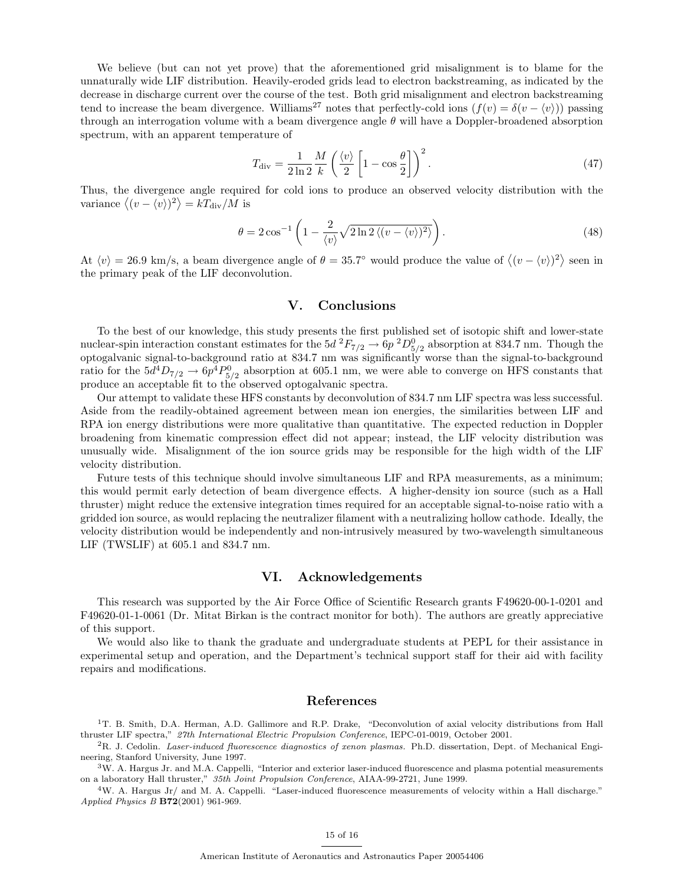We believe (but can not yet prove) that the aforementioned grid misalignment is to blame for the unnaturally wide LIF distribution. Heavily-eroded grids lead to electron backstreaming, as indicated by the decrease in discharge current over the course of the test. Both grid misalignment and electron backstreaming tend to increase the beam divergence. Williams[27] notes that perfectly-cold ions ($f(v) = \delta(v - \langle v \rangle)$) passing through an interrogation volume with a beam divergence angle $\theta$ will have a Doppler-broadened absorption spectrum, with an apparent temperature of

$$T_{\text{div}} = \frac{1}{2\ln 2} \frac{M}{k} \left( \frac{\langle v \rangle}{2} \left[ 1 - \cos\frac{\theta}{2} \right] \right)^2. \tag{47}$$

Thus, the divergence angle required for cold ions to produce an observed velocity distribution with the variance $\left\langle (v - \langle v \rangle)^2 \right\rangle = kT_{\text{div}}/M$ is

$$\theta = 2\cos^{-1}\left( 1 - \frac{2}{\langle v \rangle} \sqrt{2\ln 2 \left\langle (v - \langle v \rangle)^2 \right\rangle} \right). \tag{48}$$

At $\langle v \rangle = 26.9$ km/s, a beam divergence angle of $\theta = 35.7°$ would produce the value of $\left\langle (v - \langle v \rangle)^2 \right\rangle$ seen in the primary peak of the LIF deconvolution.

## V. Conclusions

To the best of our knowledge, this study presents the first published set of isotopic shift and lower-state nuclear-spin interaction constant estimates for the $5d\ ^2F_{7/2} \rightarrow 6p\ ^2D^0_{5/2}$ absorption at 834.7 nm. Though the optogalvanic signal-to-background ratio at 834.7 nm was significantly worse than the signal-to-background ratio for the $5d^4D_{7/2} \rightarrow 6p^4P^0_{5/2}$ absorption at 605.1 nm, we were able to converge on HFS constants that produce an acceptable fit to the observed optogalvanic spectra.

Our attempt to validate these HFS constants by deconvolution of 834.7 nm LIF spectra was less successful. Aside from the readily-obtained agreement between mean ion energies, the similarities between LIF and RPA ion energy distributions were more qualitative than quantitative. The expected reduction in Doppler broadening from kinematic compression effect did not appear; instead, the LIF velocity distribution was unusually wide. Misalignment of the ion source grids may be responsible for the high width of the LIF velocity distribution.

Future tests of this technique should involve simultaneous LIF and RPA measurements, as a minimum; this would permit early detection of beam divergence effects. A higher-density ion source (such as a Hall thruster) might reduce the extensive integration times required for an acceptable signal-to-noise ratio with a gridded ion source, as would replacing the neutralizer filament with a neutralizing hollow cathode. Ideally, the velocity distribution would be independently and non-intrusively measured by two-wavelength simultaneous LIF (TWSLIF) at 605.1 and 834.7 nm.

## VI. Acknowledgements

This research was supported by the Air Force Office of Scientific Research grants F49620-00-1-0201 and F49620-01-1-0061 (Dr. Mitat Birkan is the contract monitor for both). The authors are greatly appreciative of this support.

We would also like to thank the graduate and undergraduate students at PEPL for their assistance in experimental setup and operation, and the Department's technical support staff for their aid with facility repairs and modifications.

## References

[1] T. B. Smith, D.A. Herman, A.D. Gallimore and R.P. Drake, "Deconvolution of axial velocity distributions from Hall thruster LIF spectra," *27th International Electric Propulsion Conference*, IEPC-01-0019, October 2001.

[2] R. J. Cedolin. *Laser-induced fluorescence diagnostics of xenon plasmas.* Ph.D. dissertation, Dept. of Mechanical Engineering, Stanford University, June 1997.

[3] W. A. Hargus Jr. and M.A. Cappelli, "Interior and exterior laser-induced fluorescence and plasma potential measurements on a laboratory Hall thruster," *35th Joint Propulsion Conference*, AIAA-99-2721, June 1999.

[4] W. A. Hargus Jr/ and M. A. Cappelli. "Laser-induced fluorescence measurements of velocity within a Hall discharge." *Applied Physics B* **B72**(2001) 961-969.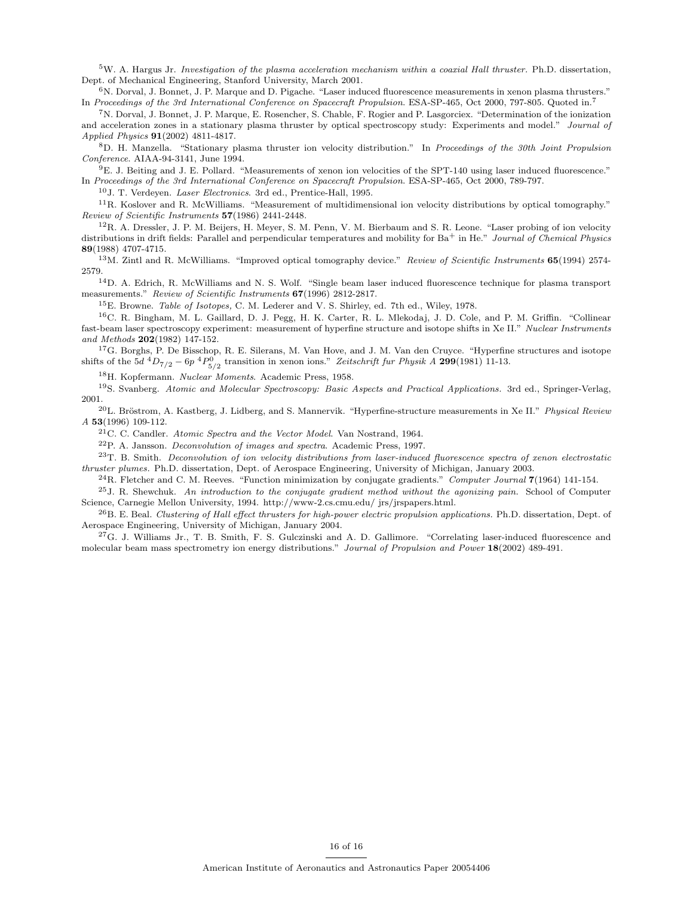[5]W. A. Hargus Jr. *Investigation of the plasma acceleration mechanism within a coaxial Hall thruster*. Ph.D. dissertation, Dept. of Mechanical Engineering, Stanford University, March 2001.

[6]N. Dorval, J. Bonnet, J. P. Marque and D. Pigache. "Laser induced fluorescence measurements in xenon plasma thrusters." In *Proceedings of the 3rd International Conference on Spacecraft Propulsion*. ESA-SP-465, Oct 2000, 797-805. Quoted in.[7]

[7]N. Dorval, J. Bonnet, J. P. Marque, E. Rosencher, S. Chable, F. Rogier and P. Lasgorciex. "Determination of the ionization and acceleration zones in a stationary plasma thruster by optical spectroscopy study: Experiments and model." *Journal of Applied Physics* **91**(2002) 4811-4817.

[8]D. H. Manzella. "Stationary plasma thruster ion velocity distribution." In *Proceedings of the 30th Joint Propulsion Conference*. AIAA-94-3141, June 1994.

[9]E. J. Beiting and J. E. Pollard. "Measurements of xenon ion velocities of the SPT-140 using laser induced fluorescence." In *Proceedings of the 3rd International Conference on Spacecraft Propulsion*. ESA-SP-465, Oct 2000, 789-797.

[10]J. T. Verdeyen. *Laser Electronics*. 3rd ed., Prentice-Hall, 1995.

[11]R. Koslover and R. McWilliams. "Measurement of multidimensional ion velocity distributions by optical tomography." *Review of Scientific Instruments* **57**(1986) 2441-2448.

[12]R. A. Dressler, J. P. M. Beijers, H. Meyer, S. M. Penn, V. M. Bierbaum and S. R. Leone. "Laser probing of ion velocity distributions in drift fields: Parallel and perpendicular temperatures and mobility for $Ba^+$ in He." *Journal of Chemical Physics* **89**(1988) 4707-4715.

[13]M. Zintl and R. McWilliams. "Improved optical tomography device." *Review of Scientific Instruments* **65**(1994) 2574-2579.

[14]D. A. Edrich, R. McWilliams and N. S. Wolf. "Single beam laser induced fluorescence technique for plasma transport measurements." *Review of Scientific Instruments* **67**(1996) 2812-2817.

[15]E. Browne. *Table of Isotopes,* C. M. Lederer and V. S. Shirley, ed. 7th ed., Wiley, 1978.

[16]C. R. Bingham, M. L. Gaillard, D. J. Pegg, H. K. Carter, R. L. Mlekodaj, J. D. Cole, and P. M. Griffin. "Collinear fast-beam laser spectroscopy experiment: measurement of hyperfine structure and isotope shifts in Xe II." *Nuclear Instruments and Methods* **202**(1982) 147-152.

[17]G. Borghs, P. De Bisschop, R. E. Silerans, M. Van Hove, and J. M. Van den Cruyce. "Hyperfine structures and isotope shifts of the $5d\ ^4D_{7/2} - 6p\ ^4P^0_{5/2}$ transition in xenon ions." *Zeitschrift fur Physik A* **299**(1981) 11-13.

[18]H. Kopfermann. *Nuclear Moments*. Academic Press, 1958.

[19]S. Svanberg. *Atomic and Molecular Spectroscopy: Basic Aspects and Practical Applications*. 3rd ed., Springer-Verlag, 2001.

[20]L. Bröstrom, A. Kastberg, J. Lidberg, and S. Mannervik. "Hyperfine-structure measurements in Xe II." *Physical Review A* **53**(1996) 109-112.

[21]C. C. Candler. *Atomic Spectra and the Vector Model*. Van Nostrand, 1964.

[22]P. A. Jansson. *Deconvolution of images and spectra*. Academic Press, 1997.

[23]T. B. Smith. *Deconvolution of ion velocity distributions from laser-induced fluorescence spectra of xenon electrostatic thruster plumes*. Ph.D. dissertation, Dept. of Aerospace Engineering, University of Michigan, January 2003.

[24]R. Fletcher and C. M. Reeves. "Function minimization by conjugate gradients." *Computer Journal* **7**(1964) 141-154.

[25]J. R. Shewchuk. *An introduction to the conjugate gradient method without the agonizing pain.* School of Computer Science, Carnegie Mellon University, 1994. http://www-2.cs.cmu.edu/ jrs/jrspapers.html.

[26]B. E. Beal. *Clustering of Hall effect thrusters for high-power electric propulsion applications.* Ph.D. dissertation, Dept. of Aerospace Engineering, University of Michigan, January 2004.

[27]G. J. Williams Jr., T. B. Smith, F. S. Gulczinski and A. D. Gallimore. "Correlating laser-induced fluorescence and molecular beam mass spectrometry ion energy distributions." *Journal of Propulsion and Power* **18**(2002) 489-491.